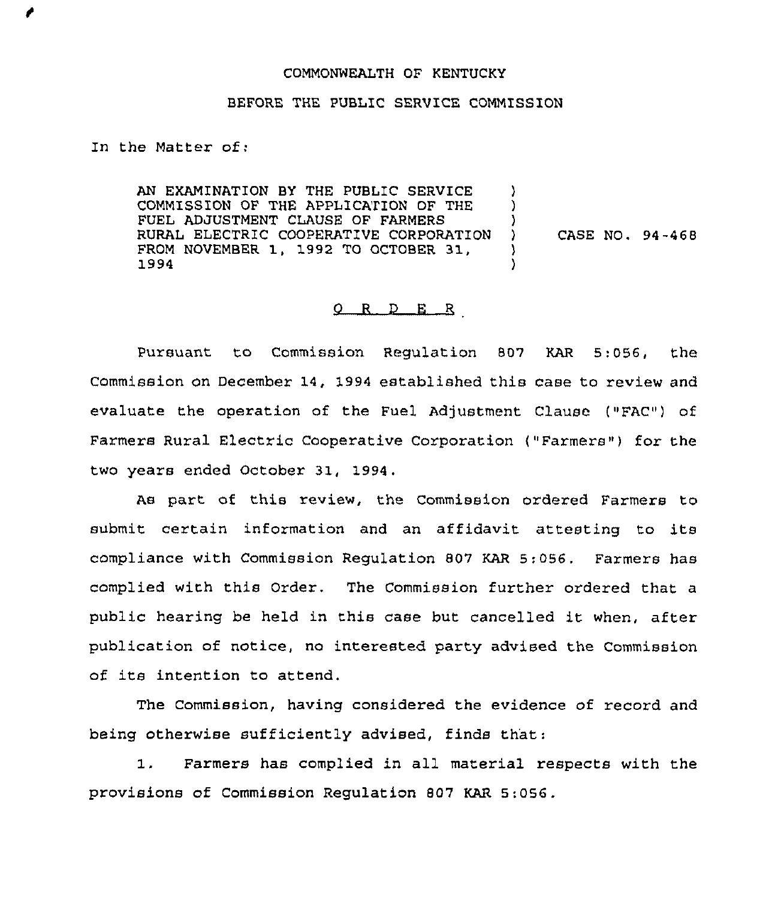COMMONWEALTH OF KENTUCKY

BEFORE THE PUBLIC SERVICE COMMISSION

In the Matter of:

AN EXAMINATION BY THE PUBLIC SERVICE COMMISSION OF THE APPLICATION OF THE FUEL ADJUSTMENT CLAUSE OF FARMERS RURAL ELECTRIC COOPERATIVE CORPORATION FROM NOVEMBER 1, 1992 TO OCTOBER 31, 1994 ) CASE NO. 94-468

O R D E R

Pursuant to Commission Regulation 807 KAR 5:056, the Commission on December 14, 1994 established this case to review and evaluate the operation of the Fuel Adjustment Clause ("FAC") of Farmers Rural Electric Cooperative Corporation ("Farmers") for the two years ended October 31, 1994.

As part of this review, the Commission ordered Farmers to submit certain information and an affidavit attesting to its compliance with Commission Regulation 807 KAR 5:056. Farmers has complied with this Order. The Commission further ordered that a public hearing be held in this case but cancelled it when, after publication of notice, no interested party advised the Commission of its intention to attend.

The Commission, having considered the evidence of record and being otherwise sufficiently advised, finds that:

1. Farmers has complied in all material respects with the provisions of Commission Regulation 807 KAR 5:056.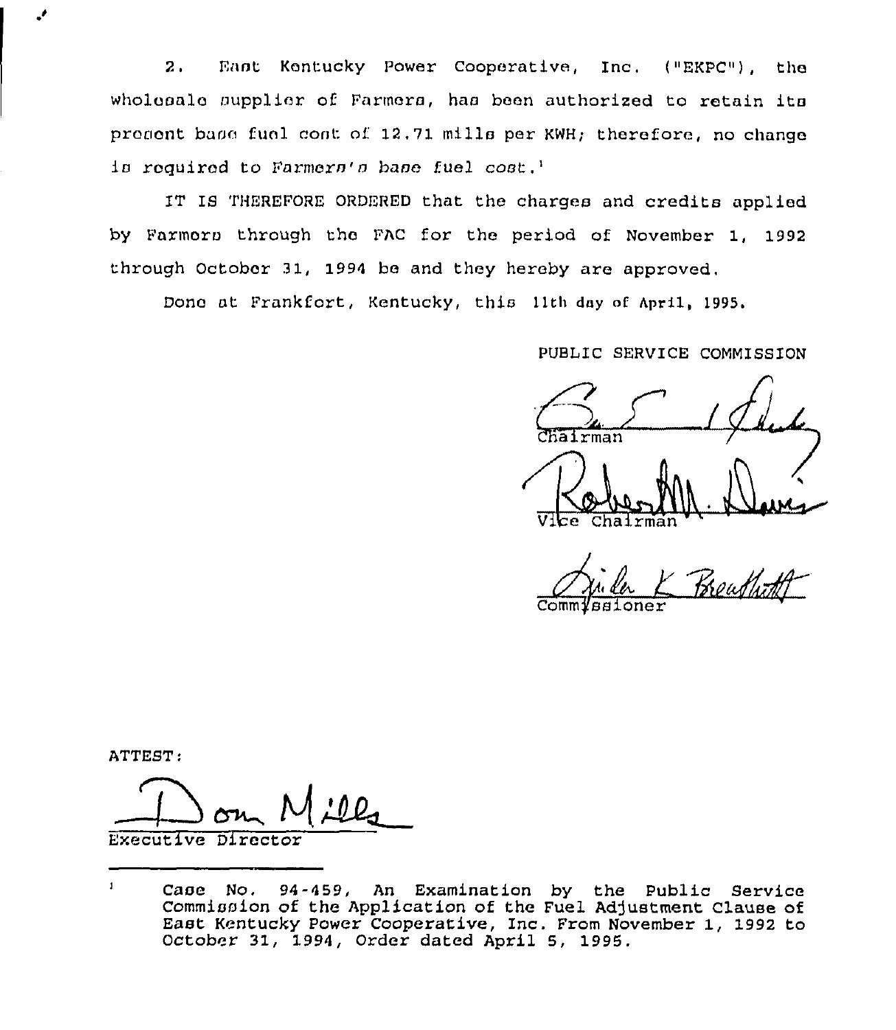2. East Kentucky Power Cooperative, Inc. ("EKPC"), the wholesale supplier of Farmers, has been authorized to retain its present base fuel cost of 12.71 mills per KWH; therefore, no change is required to *Farmers's base fuel cost*.[1]

IT IS THEREFORE ORDERED that the charges and credits applied by Farmers through the FAC for the period of November 1, 1992 through October 31, 1994 be and they hereby are approved.

Done at Frankfort, Kentucky, this 11th day of April, 1995.

PUBLIC SERVICE COMMISSION

Chairman

Vice Chairman

Commissioner

ATTEST:

Executive Director

---

[1] Case No. 94-459, An Examination by the Public Service Commission of the Application of the Fuel Adjustment Clause of East Kentucky Power Cooperative, Inc. From November 1, 1992 to October 31, 1994, Order dated April 5, 1995.